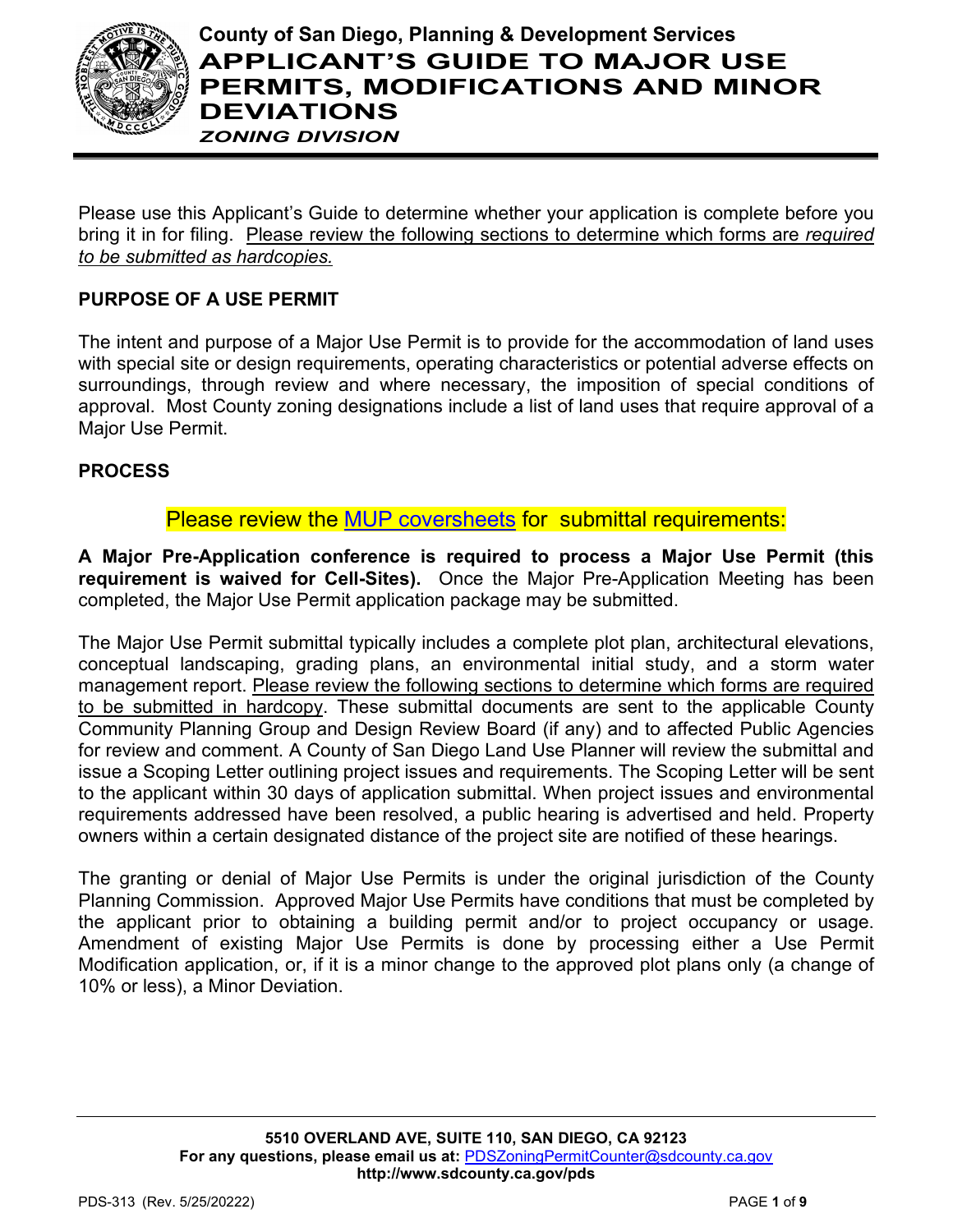**County of San Diego, Planning & Development Services**

# APPLICANT'S GUIDE TO MAJOR USE PERMITS, MODIFICATIONS AND MINOR DEVIATIONS

***ZONING DIVISION***

Please use this Applicant's Guide to determine whether your application is complete before you bring it in for filing. Please review the following sections to determine which forms are *required to be submitted as hardcopies.*

## PURPOSE OF A USE PERMIT

The intent and purpose of a Major Use Permit is to provide for the accommodation of land uses with special site or design requirements, operating characteristics or potential adverse effects on surroundings, through review and where necessary, the imposition of special conditions of approval. Most County zoning designations include a list of land uses that require approval of a Major Use Permit.

## PROCESS

Please review the [MUP coversheets] for submittal requirements:

**A Major Pre-Application conference is required to process a Major Use Permit (this requirement is waived for Cell-Sites).** Once the Major Pre-Application Meeting has been completed, the Major Use Permit application package may be submitted.

The Major Use Permit submittal typically includes a complete plot plan, architectural elevations, conceptual landscaping, grading plans, an environmental initial study, and a storm water management report. Please review the following sections to determine which forms are required to be submitted in hardcopy. These submittal documents are sent to the applicable County Community Planning Group and Design Review Board (if any) and to affected Public Agencies for review and comment. A County of San Diego Land Use Planner will review the submittal and issue a Scoping Letter outlining project issues and requirements. The Scoping Letter will be sent to the applicant within 30 days of application submittal. When project issues and environmental requirements addressed have been resolved, a public hearing is advertised and held. Property owners within a certain designated distance of the project site are notified of these hearings.

The granting or denial of Major Use Permits is under the original jurisdiction of the County Planning Commission. Approved Major Use Permits have conditions that must be completed by the applicant prior to obtaining a building permit and/or to project occupancy or usage. Amendment of existing Major Use Permits is done by processing either a Use Permit Modification application, or, if it is a minor change to the approved plot plans only (a change of 10% or less), a Minor Deviation.

**5510 OVERLAND AVE, SUITE 110, SAN DIEGO, CA 92123**
**For any questions, please email us at:** PDSZoningPermitCounter@sdcounty.ca.gov
**http://www.sdcounty.ca.gov/pds**

PDS-313 (Rev. 5/25/20222)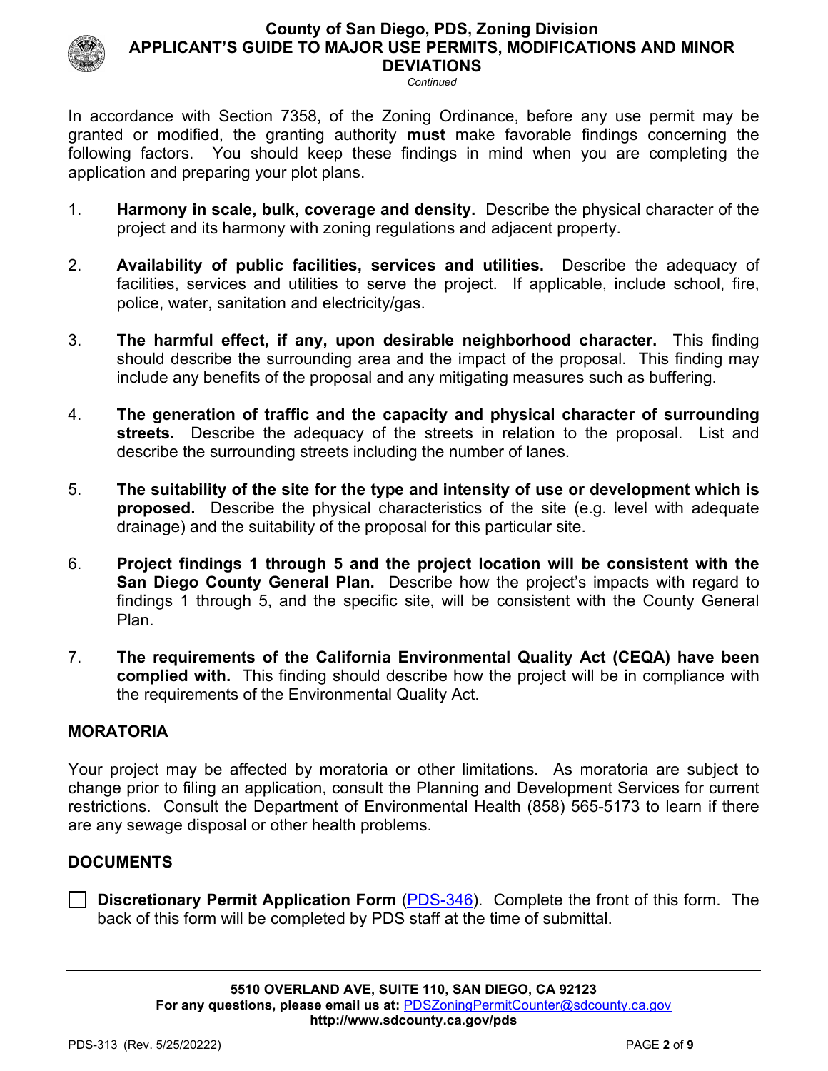In accordance with Section 7358, of the Zoning Ordinance, before any use permit may be granted or modified, the granting authority **must** make favorable findings concerning the following factors. You should keep these findings in mind when you are completing the application and preparing your plot plans.

1. **Harmony in scale, bulk, coverage and density.** Describe the physical character of the project and its harmony with zoning regulations and adjacent property.

2. **Availability of public facilities, services and utilities.** Describe the adequacy of facilities, services and utilities to serve the project. If applicable, include school, fire, police, water, sanitation and electricity/gas.

3. **The harmful effect, if any, upon desirable neighborhood character.** This finding should describe the surrounding area and the impact of the proposal. This finding may include any benefits of the proposal and any mitigating measures such as buffering.

4. **The generation of traffic and the capacity and physical character of surrounding streets.** Describe the adequacy of the streets in relation to the proposal. List and describe the surrounding streets including the number of lanes.

5. **The suitability of the site for the type and intensity of use or development which is proposed.** Describe the physical characteristics of the site (e.g. level with adequate drainage) and the suitability of the proposal for this particular site.

6. **Project findings 1 through 5 and the project location will be consistent with the San Diego County General Plan.** Describe how the project's impacts with regard to findings 1 through 5, and the specific site, will be consistent with the County General Plan.

7. **The requirements of the California Environmental Quality Act (CEQA) have been complied with.** This finding should describe how the project will be in compliance with the requirements of the Environmental Quality Act.

## MORATORIA

Your project may be affected by moratoria or other limitations. As moratoria are subject to change prior to filing an application, consult the Planning and Development Services for current restrictions. Consult the Department of Environmental Health (858) 565-5173 to learn if there are any sewage disposal or other health problems.

## DOCUMENTS

☐ **Discretionary Permit Application Form** (PDS-346). Complete the front of this form. The back of this form will be completed by PDS staff at the time of submittal.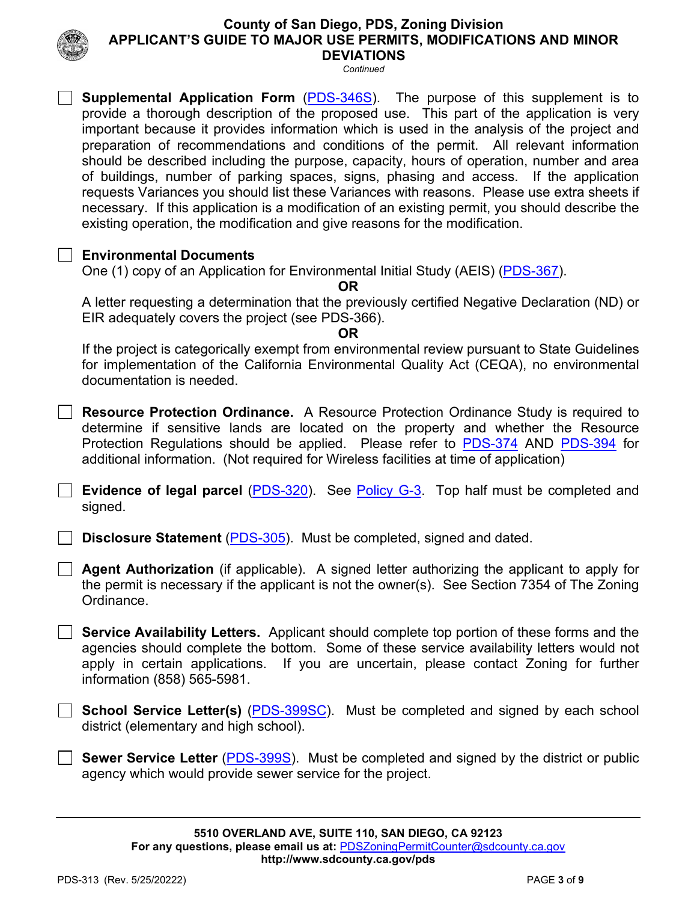- [ ] **Supplemental Application Form** (PDS-346S). The purpose of this supplement is to provide a thorough description of the proposed use. This part of the application is very important because it provides information which is used in the analysis of the project and preparation of recommendations and conditions of the permit. All relevant information should be described including the purpose, capacity, hours of operation, number and area of buildings, number of parking spaces, signs, phasing and access. If the application requests Variances you should list these Variances with reasons. Please use extra sheets if necessary. If this application is a modification of an existing permit, you should describe the existing operation, the modification and give reasons for the modification.

- [ ] **Environmental Documents**
  One (1) copy of an Application for Environmental Initial Study (AEIS) (PDS-367).

  **OR**

  A letter requesting a determination that the previously certified Negative Declaration (ND) or EIR adequately covers the project (see PDS-366).

  **OR**

  If the project is categorically exempt from environmental review pursuant to State Guidelines for implementation of the California Environmental Quality Act (CEQA), no environmental documentation is needed.

- [ ] **Resource Protection Ordinance.** A Resource Protection Ordinance Study is required to determine if sensitive lands are located on the property and whether the Resource Protection Regulations should be applied. Please refer to PDS-374 AND PDS-394 for additional information. (Not required for Wireless facilities at time of application)

- [ ] **Evidence of legal parcel** (PDS-320). See Policy G-3. Top half must be completed and signed.

- [ ] **Disclosure Statement** (PDS-305). Must be completed, signed and dated.

- [ ] **Agent Authorization** (if applicable). A signed letter authorizing the applicant to apply for the permit is necessary if the applicant is not the owner(s). See Section 7354 of The Zoning Ordinance.

- [ ] **Service Availability Letters.** Applicant should complete top portion of these forms and the agencies should complete the bottom. Some of these service availability letters would not apply in certain applications. If you are uncertain, please contact Zoning for further information (858) 565-5981.

- [ ] **School Service Letter(s)** (PDS-399SC). Must be completed and signed by each school district (elementary and high school).

- [ ] **Sewer Service Letter** (PDS-399S). Must be completed and signed by the district or public agency which would provide sewer service for the project.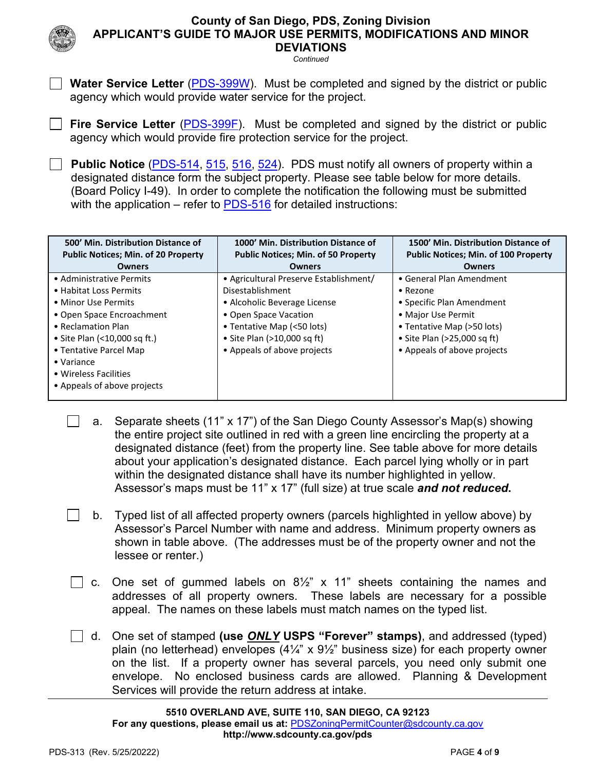- [ ] **Water Service Letter** (PDS-399W). Must be completed and signed by the district or public agency which would provide water service for the project.

- [ ] **Fire Service Letter** (PDS-399F). Must be completed and signed by the district or public agency which would provide fire protection service for the project.

- [ ] **Public Notice** (PDS-514, 515, 516, 524). PDS must notify all owners of property within a designated distance form the subject property. Please see table below for more details. (Board Policy I-49). In order to complete the notification the following must be submitted with the application – refer to PDS-516 for detailed instructions:

| 500' Min. Distribution Distance of Public Notices; Min. of 20 Property Owners | 1000' Min. Distribution Distance of Public Notices; Min. of 50 Property Owners | 1500' Min. Distribution Distance of Public Notices; Min. of 100 Property Owners |
|---|---|---|
| • Administrative Permits<br>• Habitat Loss Permits<br>• Minor Use Permits<br>• Open Space Encroachment<br>• Reclamation Plan<br>• Site Plan (<10,000 sq ft.)<br>• Tentative Parcel Map<br>• Variance<br>• Wireless Facilities<br>• Appeals of above projects | • Agricultural Preserve Establishment/ Disestablishment<br>• Alcoholic Beverage License<br>• Open Space Vacation<br>• Tentative Map (<50 lots)<br>• Site Plan (>10,000 sq ft)<br>• Appeals of above projects | • General Plan Amendment<br>• Rezone<br>• Specific Plan Amendment<br>• Major Use Permit<br>• Tentative Map (>50 lots)<br>• Site Plan (>25,000 sq ft)<br>• Appeals of above projects |

- [ ] a. Separate sheets (11" x 17") of the San Diego County Assessor's Map(s) showing the entire project site outlined in red with a green line encircling the property at a designated distance (feet) from the property line. See table above for more details about your application's designated distance. Each parcel lying wholly or in part within the designated distance shall have its number highlighted in yellow. Assessor's maps must be 11" x 17" (full size) at true scale ***and not reduced.***

- [ ] b. Typed list of all affected property owners (parcels highlighted in yellow above) by Assessor's Parcel Number with name and address. Minimum property owners as shown in table above. (The addresses must be of the property owner and not the lessee or renter.)

- [ ] c. One set of gummed labels on 8½" x 11" sheets containing the names and addresses of all property owners. These labels are necessary for a possible appeal. The names on these labels must match names on the typed list.

- [ ] d. One set of stamped **(use *ONLY* USPS "Forever" stamps)**, and addressed (typed) plain (no letterhead) envelopes (4¼" x 9½" business size) for each property owner on the list. If a property owner has several parcels, you need only submit one envelope. No enclosed business cards are allowed. Planning & Development Services will provide the return address at intake.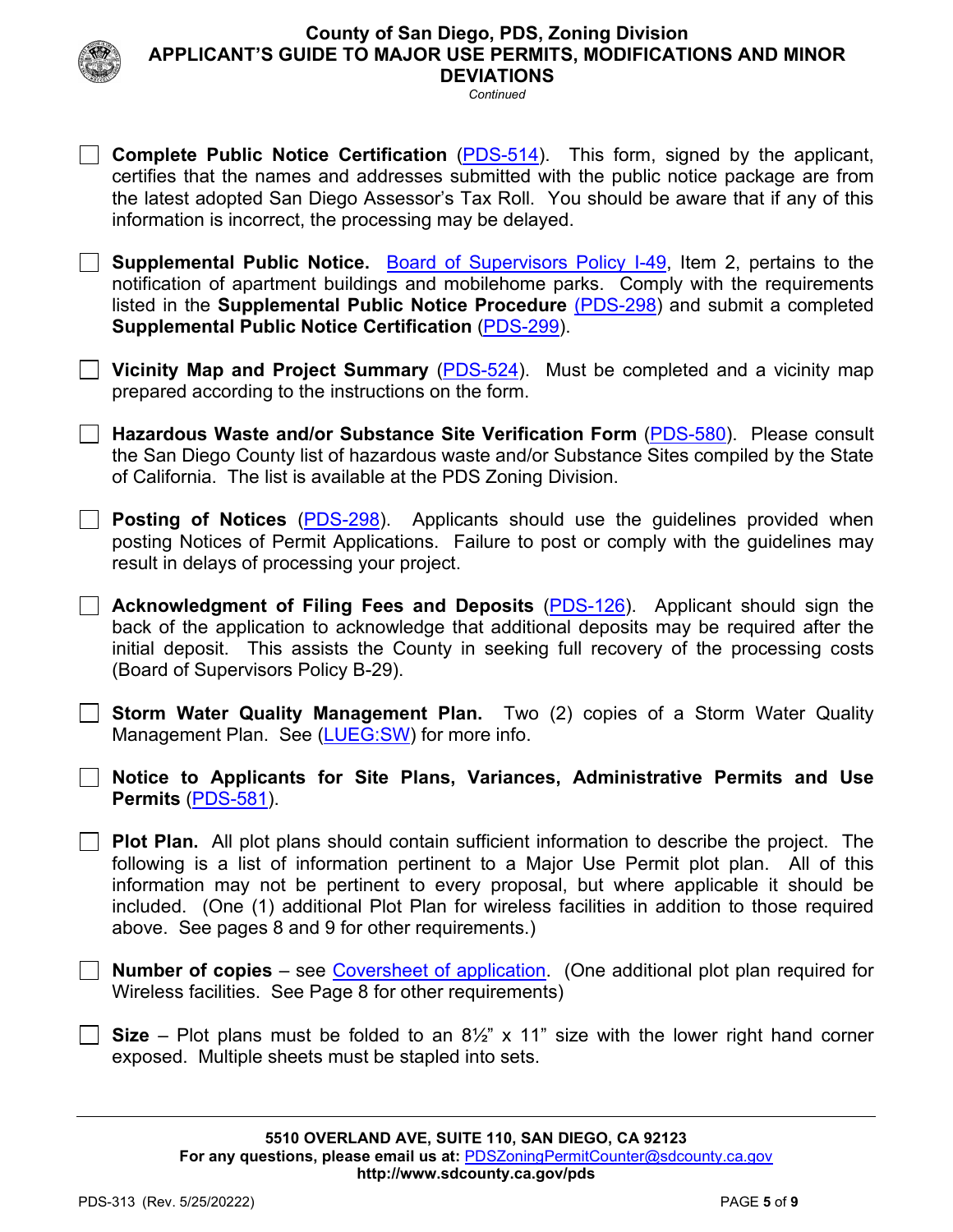- [ ] **Complete Public Notice Certification** (PDS-514). This form, signed by the applicant, certifies that the names and addresses submitted with the public notice package are from the latest adopted San Diego Assessor's Tax Roll. You should be aware that if any of this information is incorrect, the processing may be delayed.

- [ ] **Supplemental Public Notice.** Board of Supervisors Policy I-49, Item 2, pertains to the notification of apartment buildings and mobilehome parks. Comply with the requirements listed in the **Supplemental Public Notice Procedure** (PDS-298) and submit a completed **Supplemental Public Notice Certification** (PDS-299).

- [ ] **Vicinity Map and Project Summary** (PDS-524). Must be completed and a vicinity map prepared according to the instructions on the form.

- [ ] **Hazardous Waste and/or Substance Site Verification Form** (PDS-580). Please consult the San Diego County list of hazardous waste and/or Substance Sites compiled by the State of California. The list is available at the PDS Zoning Division.

- [ ] **Posting of Notices** (PDS-298). Applicants should use the guidelines provided when posting Notices of Permit Applications. Failure to post or comply with the guidelines may result in delays of processing your project.

- [ ] **Acknowledgment of Filing Fees and Deposits** (PDS-126). Applicant should sign the back of the application to acknowledge that additional deposits may be required after the initial deposit. This assists the County in seeking full recovery of the processing costs (Board of Supervisors Policy B-29).

- [ ] **Storm Water Quality Management Plan.** Two (2) copies of a Storm Water Quality Management Plan. See (LUEG:SW) for more info.

- [ ] **Notice to Applicants for Site Plans, Variances, Administrative Permits and Use Permits** (PDS-581).

- [ ] **Plot Plan.** All plot plans should contain sufficient information to describe the project. The following is a list of information pertinent to a Major Use Permit plot plan. All of this information may not be pertinent to every proposal, but where applicable it should be included. (One (1) additional Plot Plan for wireless facilities in addition to those required above. See pages 8 and 9 for other requirements.)

- [ ] **Number of copies** – see Coversheet of application. (One additional plot plan required for Wireless facilities. See Page 8 for other requirements)

- [ ] **Size** – Plot plans must be folded to an 8½" x 11" size with the lower right hand corner exposed. Multiple sheets must be stapled into sets.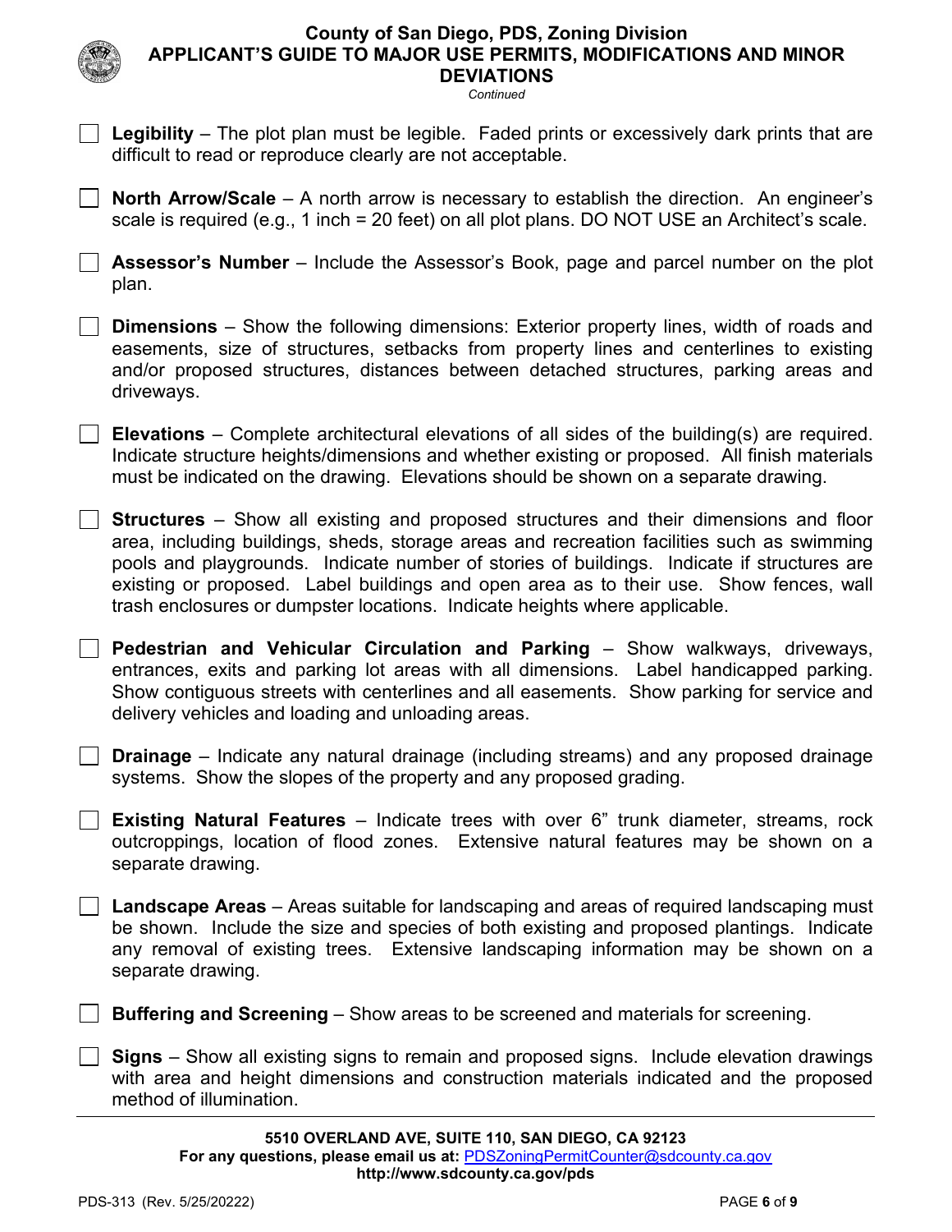- [ ] **Legibility** – The plot plan must be legible. Faded prints or excessively dark prints that are difficult to read or reproduce clearly are not acceptable.

- [ ] **North Arrow/Scale** – A north arrow is necessary to establish the direction. An engineer's scale is required (e.g., 1 inch = 20 feet) on all plot plans. DO NOT USE an Architect's scale.

- [ ] **Assessor's Number** – Include the Assessor's Book, page and parcel number on the plot plan.

- [ ] **Dimensions** – Show the following dimensions: Exterior property lines, width of roads and easements, size of structures, setbacks from property lines and centerlines to existing and/or proposed structures, distances between detached structures, parking areas and driveways.

- [ ] **Elevations** – Complete architectural elevations of all sides of the building(s) are required. Indicate structure heights/dimensions and whether existing or proposed. All finish materials must be indicated on the drawing. Elevations should be shown on a separate drawing.

- [ ] **Structures** – Show all existing and proposed structures and their dimensions and floor area, including buildings, sheds, storage areas and recreation facilities such as swimming pools and playgrounds. Indicate number of stories of buildings. Indicate if structures are existing or proposed. Label buildings and open area as to their use. Show fences, wall trash enclosures or dumpster locations. Indicate heights where applicable.

- [ ] **Pedestrian and Vehicular Circulation and Parking** – Show walkways, driveways, entrances, exits and parking lot areas with all dimensions. Label handicapped parking. Show contiguous streets with centerlines and all easements. Show parking for service and delivery vehicles and loading and unloading areas.

- [ ] **Drainage** – Indicate any natural drainage (including streams) and any proposed drainage systems. Show the slopes of the property and any proposed grading.

- [ ] **Existing Natural Features** – Indicate trees with over 6" trunk diameter, streams, rock outcroppings, location of flood zones. Extensive natural features may be shown on a separate drawing.

- [ ] **Landscape Areas** – Areas suitable for landscaping and areas of required landscaping must be shown. Include the size and species of both existing and proposed plantings. Indicate any removal of existing trees. Extensive landscaping information may be shown on a separate drawing.

- [ ] **Buffering and Screening** – Show areas to be screened and materials for screening.

- [ ] **Signs** – Show all existing signs to remain and proposed signs. Include elevation drawings with area and height dimensions and construction materials indicated and the proposed method of illumination.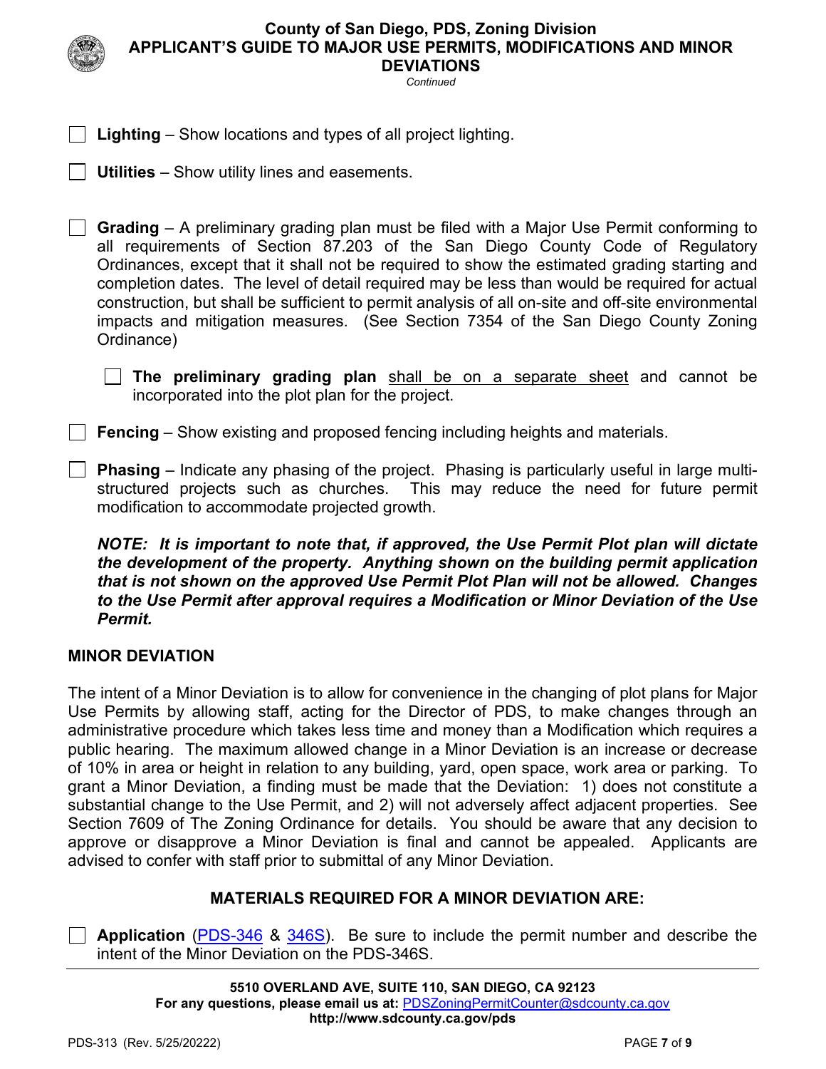- [ ] **Lighting** – Show locations and types of all project lighting.
- [ ] **Utilities** – Show utility lines and easements.
- [ ] **Grading** – A preliminary grading plan must be filed with a Major Use Permit conforming to all requirements of Section 87.203 of the San Diego County Code of Regulatory Ordinances, except that it shall not be required to show the estimated grading starting and completion dates. The level of detail required may be less than would be required for actual construction, but shall be sufficient to permit analysis of all on-site and off-site environmental impacts and mitigation measures. (See Section 7354 of the San Diego County Zoning Ordinance)
  - [ ] **The preliminary grading plan** shall be on a separate sheet and cannot be incorporated into the plot plan for the project.
- [ ] **Fencing** – Show existing and proposed fencing including heights and materials.
- [ ] **Phasing** – Indicate any phasing of the project. Phasing is particularly useful in large multi-structured projects such as churches. This may reduce the need for future permit modification to accommodate projected growth.

***NOTE: It is important to note that, if approved, the Use Permit Plot plan will dictate the development of the property. Anything shown on the building permit application that is not shown on the approved Use Permit Plot Plan will not be allowed. Changes to the Use Permit after approval requires a Modification or Minor Deviation of the Use Permit.***

## MINOR DEVIATION

The intent of a Minor Deviation is to allow for convenience in the changing of plot plans for Major Use Permits by allowing staff, acting for the Director of PDS, to make changes through an administrative procedure which takes less time and money than a Modification which requires a public hearing. The maximum allowed change in a Minor Deviation is an increase or decrease of 10% in area or height in relation to any building, yard, open space, work area or parking. To grant a Minor Deviation, a finding must be made that the Deviation: 1) does not constitute a substantial change to the Use Permit, and 2) will not adversely affect adjacent properties. See Section 7609 of The Zoning Ordinance for details. You should be aware that any decision to approve or disapprove a Minor Deviation is final and cannot be appealed. Applicants are advised to confer with staff prior to submittal of any Minor Deviation.

### MATERIALS REQUIRED FOR A MINOR DEVIATION ARE:

- [ ] **Application** (PDS-346 & 346S). Be sure to include the permit number and describe the intent of the Minor Deviation on the PDS-346S.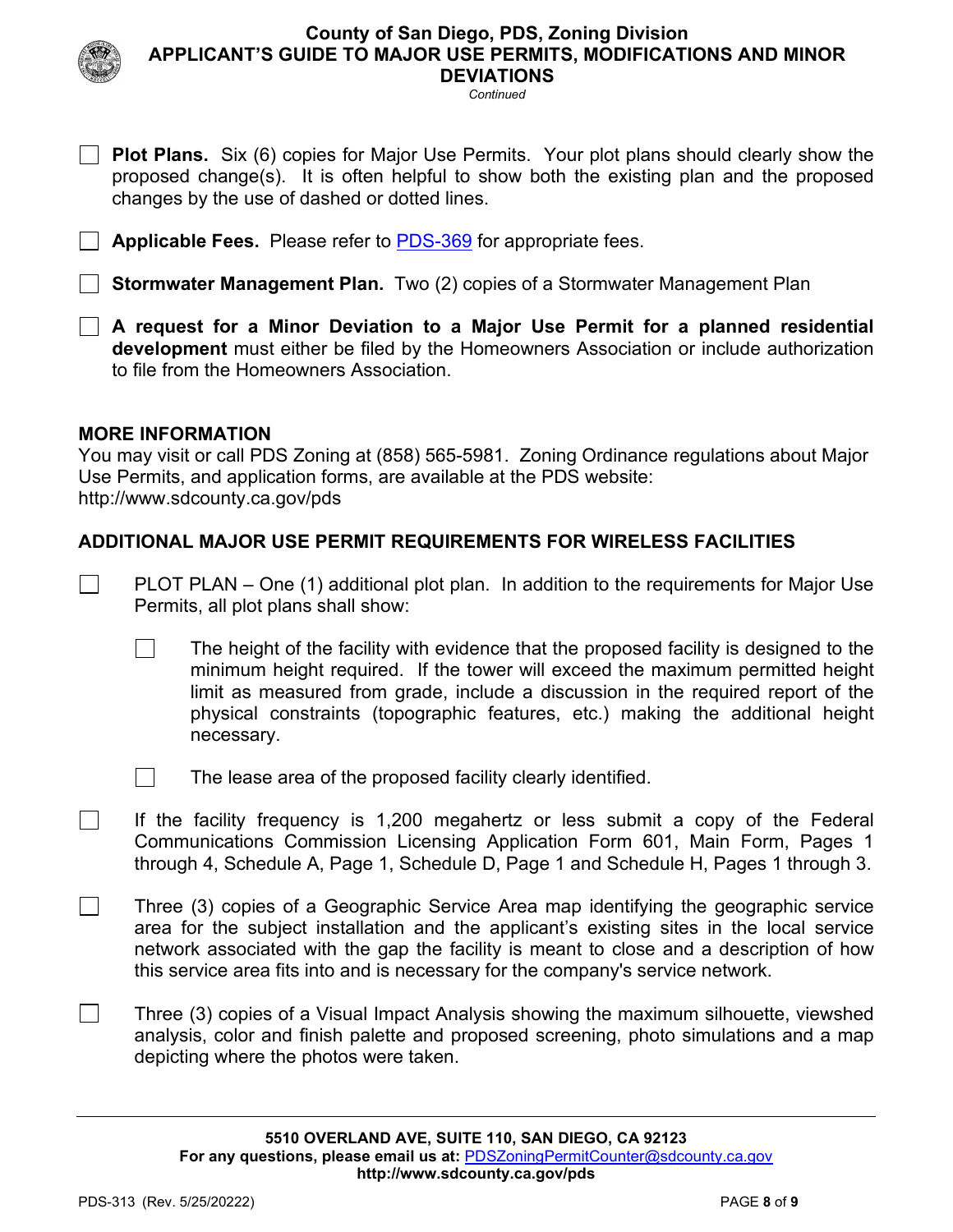- [ ] **Plot Plans.** Six (6) copies for Major Use Permits. Your plot plans should clearly show the proposed change(s). It is often helpful to show both the existing plan and the proposed changes by the use of dashed or dotted lines.

- [ ] **Applicable Fees.** Please refer to [PDS-369](PDS-369) for appropriate fees.

- [ ] **Stormwater Management Plan.** Two (2) copies of a Stormwater Management Plan

- [ ] **A request for a Minor Deviation to a Major Use Permit for a planned residential development** must either be filed by the Homeowners Association or include authorization to file from the Homeowners Association.

## MORE INFORMATION

You may visit or call PDS Zoning at (858) 565-5981. Zoning Ordinance regulations about Major Use Permits, and application forms, are available at the PDS website: http://www.sdcounty.ca.gov/pds

## ADDITIONAL MAJOR USE PERMIT REQUIREMENTS FOR WIRELESS FACILITIES

- [ ] PLOT PLAN – One (1) additional plot plan. In addition to the requirements for Major Use Permits, all plot plans shall show:
    - [ ] The height of the facility with evidence that the proposed facility is designed to the minimum height required. If the tower will exceed the maximum permitted height limit as measured from grade, include a discussion in the required report of the physical constraints (topographic features, etc.) making the additional height necessary.
    - [ ] The lease area of the proposed facility clearly identified.

- [ ] If the facility frequency is 1,200 megahertz or less submit a copy of the Federal Communications Commission Licensing Application Form 601, Main Form, Pages 1 through 4, Schedule A, Page 1, Schedule D, Page 1 and Schedule H, Pages 1 through 3.

- [ ] Three (3) copies of a Geographic Service Area map identifying the geographic service area for the subject installation and the applicant's existing sites in the local service network associated with the gap the facility is meant to close and a description of how this service area fits into and is necessary for the company's service network.

- [ ] Three (3) copies of a Visual Impact Analysis showing the maximum silhouette, viewshed analysis, color and finish palette and proposed screening, photo simulations and a map depicting where the photos were taken.

**5510 OVERLAND AVE, SUITE 110, SAN DIEGO, CA 92123**
**For any questions, please email us at:** PDSZoningPermitCounter@sdcounty.ca.gov
**http://www.sdcounty.ca.gov/pds**

PDS-313 (Rev. 5/25/20222)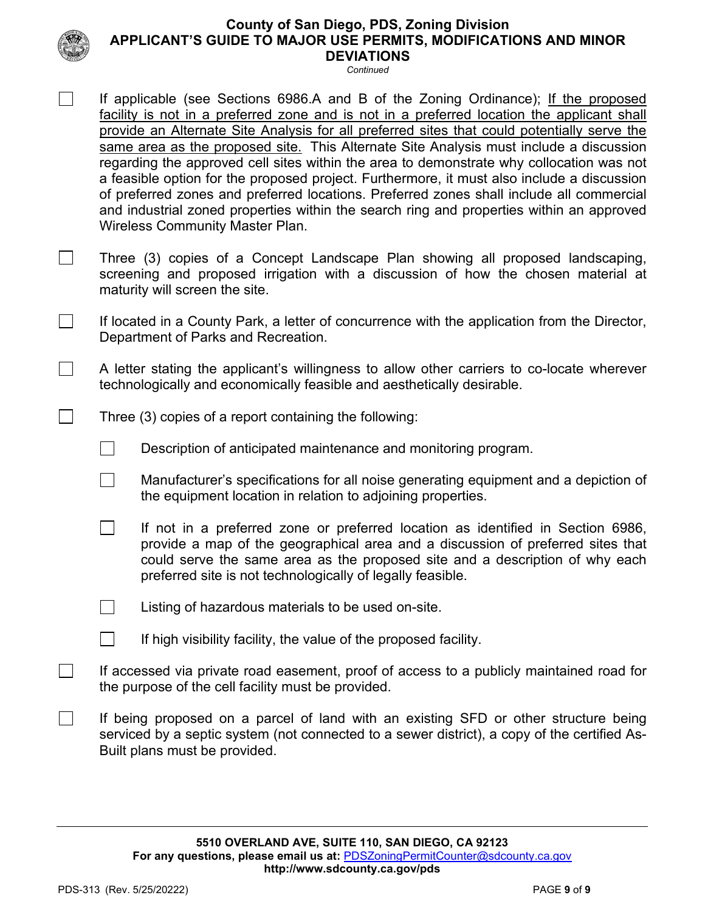- [ ] If applicable (see Sections 6986.A and B of the Zoning Ordinance); <u>If the proposed facility is not in a preferred zone and is not in a preferred location the applicant shall provide an Alternate Site Analysis for all preferred sites that could potentially serve the same area as the proposed site.</u> This Alternate Site Analysis must include a discussion regarding the approved cell sites within the area to demonstrate why collocation was not a feasible option for the proposed project. Furthermore, it must also include a discussion of preferred zones and preferred locations. Preferred zones shall include all commercial and industrial zoned properties within the search ring and properties within an approved Wireless Community Master Plan.

- [ ] Three (3) copies of a Concept Landscape Plan showing all proposed landscaping, screening and proposed irrigation with a discussion of how the chosen material at maturity will screen the site.

- [ ] If located in a County Park, a letter of concurrence with the application from the Director, Department of Parks and Recreation.

- [ ] A letter stating the applicant's willingness to allow other carriers to co-locate wherever technologically and economically feasible and aesthetically desirable.

- [ ] Three (3) copies of a report containing the following:
    - [ ] Description of anticipated maintenance and monitoring program.
    - [ ] Manufacturer's specifications for all noise generating equipment and a depiction of the equipment location in relation to adjoining properties.
    - [ ] If not in a preferred zone or preferred location as identified in Section 6986, provide a map of the geographical area and a discussion of preferred sites that could serve the same area as the proposed site and a description of why each preferred site is not technologically of legally feasible.
    - [ ] Listing of hazardous materials to be used on-site.
    - [ ] If high visibility facility, the value of the proposed facility.

- [ ] If accessed via private road easement, proof of access to a publicly maintained road for the purpose of the cell facility must be provided.

- [ ] If being proposed on a parcel of land with an existing SFD or other structure being serviced by a septic system (not connected to a sewer district), a copy of the certified As-Built plans must be provided.

**5510 OVERLAND AVE, SUITE 110, SAN DIEGO, CA 92123**
**For any questions, please email us at:** PDSZoningPermitCounter@sdcounty.ca.gov
**http://www.sdcounty.ca.gov/pds**